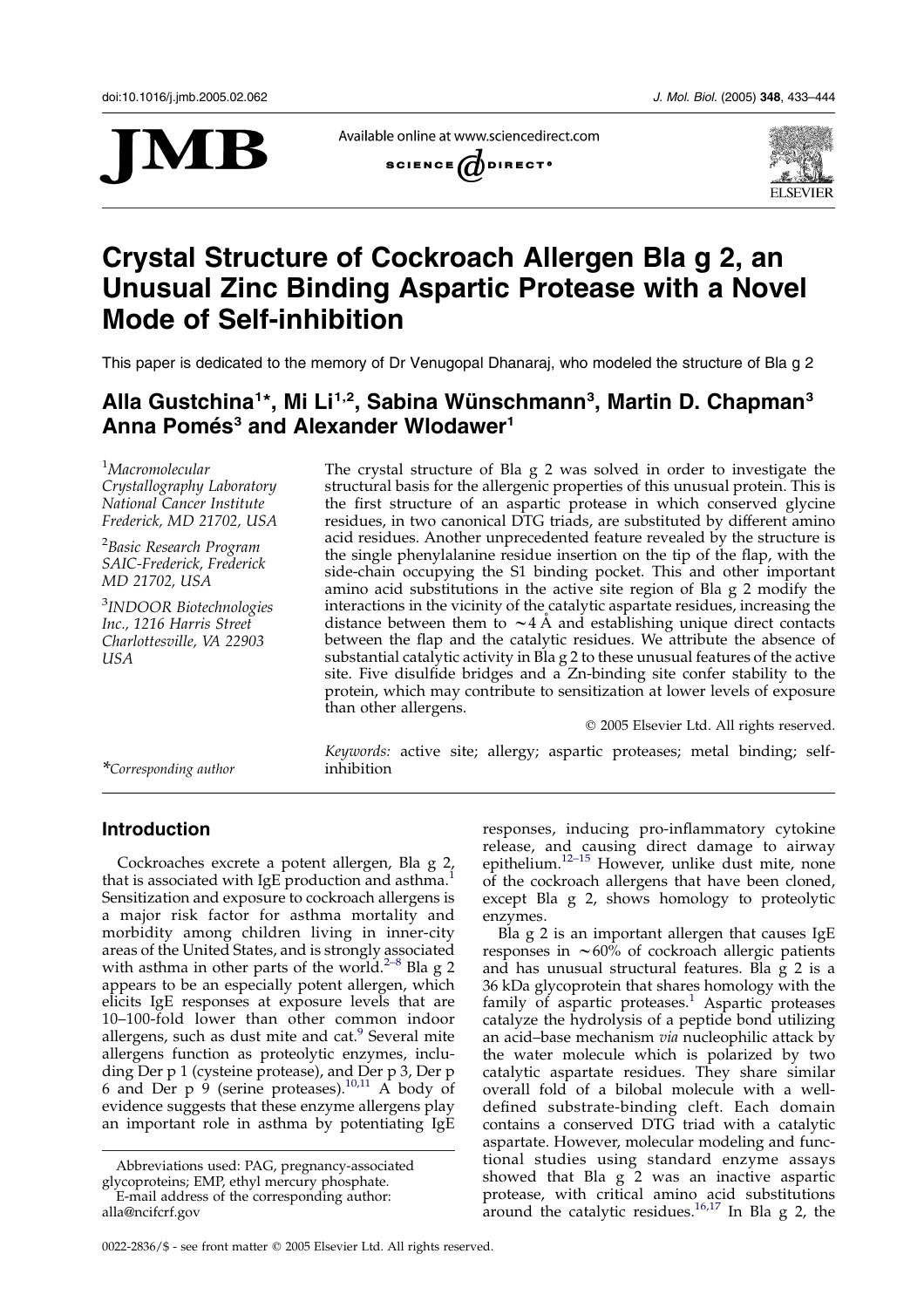# Crystal Structure of Cockroach Allergen Bla g 2, an Unusual Zinc Binding Aspartic Protease with a Novel Mode of Self-inhibition

This paper is dedicated to the memory of Dr Venugopal Dhanaraj, who modeled the structure of Bla g 2

**Alla Gustchina[1]\*, Mi Li[1,2], Sabina Wünschmann[3], Martin D. Chapman[3] Anna Pomés[3] and Alexander Wlodawer[1]**

[1]*Macromolecular Crystallography Laboratory National Cancer Institute Frederick, MD 21702, USA*

[2]*Basic Research Program SAIC-Frederick, Frederick MD 21702, USA*

[3]*INDOOR Biotechnologies Inc., 1216 Harris Street Charlottesville, VA 22903 USA*

\*Corresponding author

The crystal structure of Bla g 2 was solved in order to investigate the structural basis for the allergenic properties of this unusual protein. This is the first structure of an aspartic protease in which conserved glycine residues, in two canonical DTG triads, are substituted by different amino acid residues. Another unprecedented feature revealed by the structure is the single phenylalanine residue insertion on the tip of the flap, with the side-chain occupying the S1 binding pocket. This and other important amino acid substitutions in the active site region of Bla g 2 modify the interactions in the vicinity of the catalytic aspartate residues, increasing the distance between them to ~4 Å and establishing unique direct contacts between the flap and the catalytic residues. We attribute the absence of substantial catalytic activity in Bla g 2 to these unusual features of the active site. Five disulfide bridges and a Zn-binding site confer stability to the protein, which may contribute to sensitization at lower levels of exposure than other allergens.

© 2005 Elsevier Ltd. All rights reserved.

*Keywords:* active site; allergy; aspartic proteases; metal binding; self-inhibition

## Introduction

Cockroaches excrete a potent allergen, Bla g 2, that is associated with IgE production and asthma.[1] Sensitization and exposure to cockroach allergens is a major risk factor for asthma mortality and morbidity among children living in inner-city areas of the United States, and is strongly associated with asthma in other parts of the world.[2–8] Bla g 2 appears to be an especially potent allergen, which elicits IgE responses at exposure levels that are 10–100-fold lower than other common indoor allergens, such as dust mite and cat.[9] Several mite allergens function as proteolytic enzymes, including Der p 1 (cysteine protease), and Der p 3, Der p 6 and Der p 9 (serine proteases).[10,11] A body of evidence suggests that these enzyme allergens play an important role in asthma by potentiating IgE responses, inducing pro-inflammatory cytokine release, and causing direct damage to airway epithelium.[12–15] However, unlike dust mite, none of the cockroach allergens that have been cloned, except Bla g 2, shows homology to proteolytic enzymes.

Bla g 2 is an important allergen that causes IgE responses in ~60% of cockroach allergic patients and has unusual structural features. Bla g 2 is a 36 kDa glycoprotein that shares homology with the family of aspartic proteases.[1] Aspartic proteases catalyze the hydrolysis of a peptide bond utilizing an acid–base mechanism *via* nucleophilic attack by the water molecule which is polarized by two catalytic aspartate residues. They share similar overall fold of a bilobal molecule with a well-defined substrate-binding cleft. Each domain contains a conserved DTG triad with a catalytic aspartate. However, molecular modeling and functional studies using standard enzyme assays showed that Bla g 2 was an inactive aspartic protease, with critical amino acid substitutions around the catalytic residues.[16,17] In Bla g 2, the

Abbreviations used: PAG, pregnancy-associated glycoproteins; EMP, ethyl mercury phosphate.

E-mail address of the corresponding author: alla@ncifcrf.gov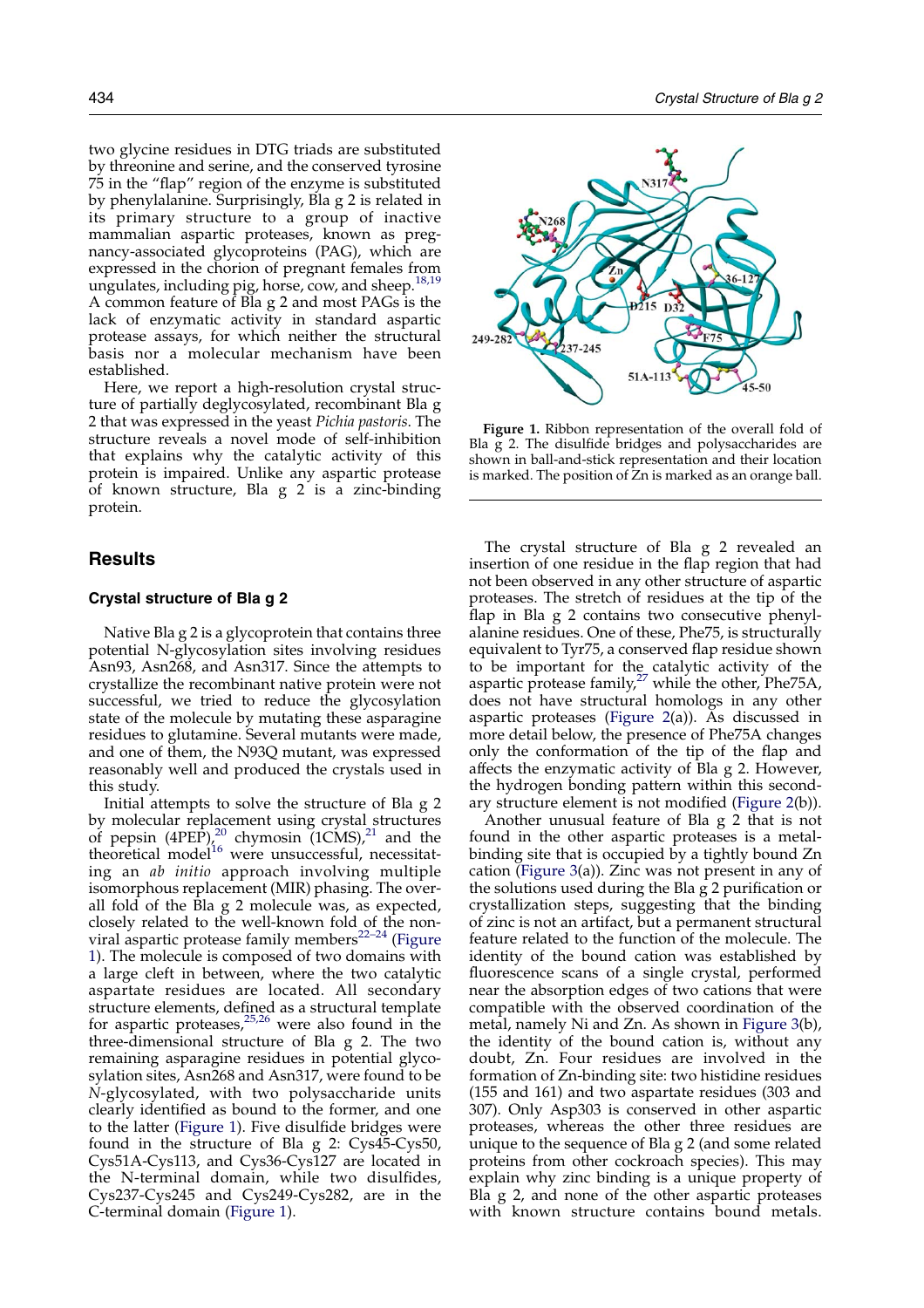two glycine residues in DTG triads are substituted by threonine and serine, and the conserved tyrosine 75 in the "flap" region of the enzyme is substituted by phenylalanine. Surprisingly, Bla g 2 is related in its primary structure to a group of inactive mammalian aspartic proteases, known as pregnancy-associated glycoproteins (PAG), which are expressed in the chorion of pregnant females from ungulates, including pig, horse, cow, and sheep.[18,19] A common feature of Bla g 2 and most PAGs is the lack of enzymatic activity in standard aspartic protease assays, for which neither the structural basis nor a molecular mechanism have been established.

Here, we report a high-resolution crystal structure of partially deglycosylated, recombinant Bla g 2 that was expressed in the yeast *Pichia pastoris*. The structure reveals a novel mode of self-inhibition that explains why the catalytic activity of this protein is impaired. Unlike any aspartic protease of known structure, Bla g 2 is a zinc-binding protein.

## Results

### Crystal structure of Bla g 2

Native Bla g 2 is a glycoprotein that contains three potential N-glycosylation sites involving residues Asn93, Asn268, and Asn317. Since the attempts to crystallize the recombinant native protein were not successful, we tried to reduce the glycosylation state of the molecule by mutating these asparagine residues to glutamine. Several mutants were made, and one of them, the N93Q mutant, was expressed reasonably well and produced the crystals used in this study.

Initial attempts to solve the structure of Bla g 2 by molecular replacement using crystal structures of pepsin (4PEP),[20] chymosin (1CMS),[21] and the theoretical model[16] were unsuccessful, necessitating an *ab initio* approach involving multiple isomorphous replacement (MIR) phasing. The overall fold of the Bla g 2 molecule was, as expected, closely related to the well-known fold of the nonviral aspartic protease family members[22–24] (Figure 1). The molecule is composed of two domains with a large cleft in between, where the two catalytic aspartate residues are located. All secondary structure elements, defined as a structural template for aspartic proteases,[25,26] were also found in the three-dimensional structure of Bla g 2. The two remaining asparagine residues in potential glycosylation sites, Asn268 and Asn317, were found to be *N*-glycosylated, with two polysaccharide units clearly identified as bound to the former, and one to the latter (Figure 1). Five disulfide bridges were found in the structure of Bla g 2: Cys45-Cys50, Cys51A-Cys113, and Cys36-Cys127 are located in the N-terminal domain, while two disulfides, Cys237-Cys245 and Cys249-Cys282, are in the C-terminal domain (Figure 1).

**Figure 1.** Ribbon representation of the overall fold of Bla g 2. The disulfide bridges and polysaccharides are shown in ball-and-stick representation and their location is marked. The position of Zn is marked as an orange ball.

The crystal structure of Bla g 2 revealed an insertion of one residue in the flap region that had not been observed in any other structure of aspartic proteases. The stretch of residues at the tip of the flap in Bla g 2 contains two consecutive phenylalanine residues. One of these, Phe75, is structurally equivalent to Tyr75, a conserved flap residue shown to be important for the catalytic activity of the aspartic protease family,[27] while the other, Phe75A, does not have structural homologs in any other aspartic proteases (Figure 2(a)). As discussed in more detail below, the presence of Phe75A changes only the conformation of the tip of the flap and affects the enzymatic activity of Bla g 2. However, the hydrogen bonding pattern within this secondary structure element is not modified (Figure 2(b)).

Another unusual feature of Bla g 2 that is not found in the other aspartic proteases is a metal-binding site that is occupied by a tightly bound Zn cation (Figure 3(a)). Zinc was not present in any of the solutions used during the Bla g 2 purification or crystallization steps, suggesting that the binding of zinc is not an artifact, but a permanent structural feature related to the function of the molecule. The identity of the bound cation was established by fluorescence scans of a single crystal, performed near the absorption edges of two cations that were compatible with the observed coordination of the metal, namely Ni and Zn. As shown in Figure 3(b), the identity of the bound cation is, without any doubt, Zn. Four residues are involved in the formation of Zn-binding site: two histidine residues (155 and 161) and two aspartate residues (303 and 307). Only Asp303 is conserved in other aspartic proteases, whereas the other three residues are unique to the sequence of Bla g 2 (and some related proteins from other cockroach species). This may explain why zinc binding is a unique property of Bla g 2, and none of the other aspartic proteases with known structure contains bound metals.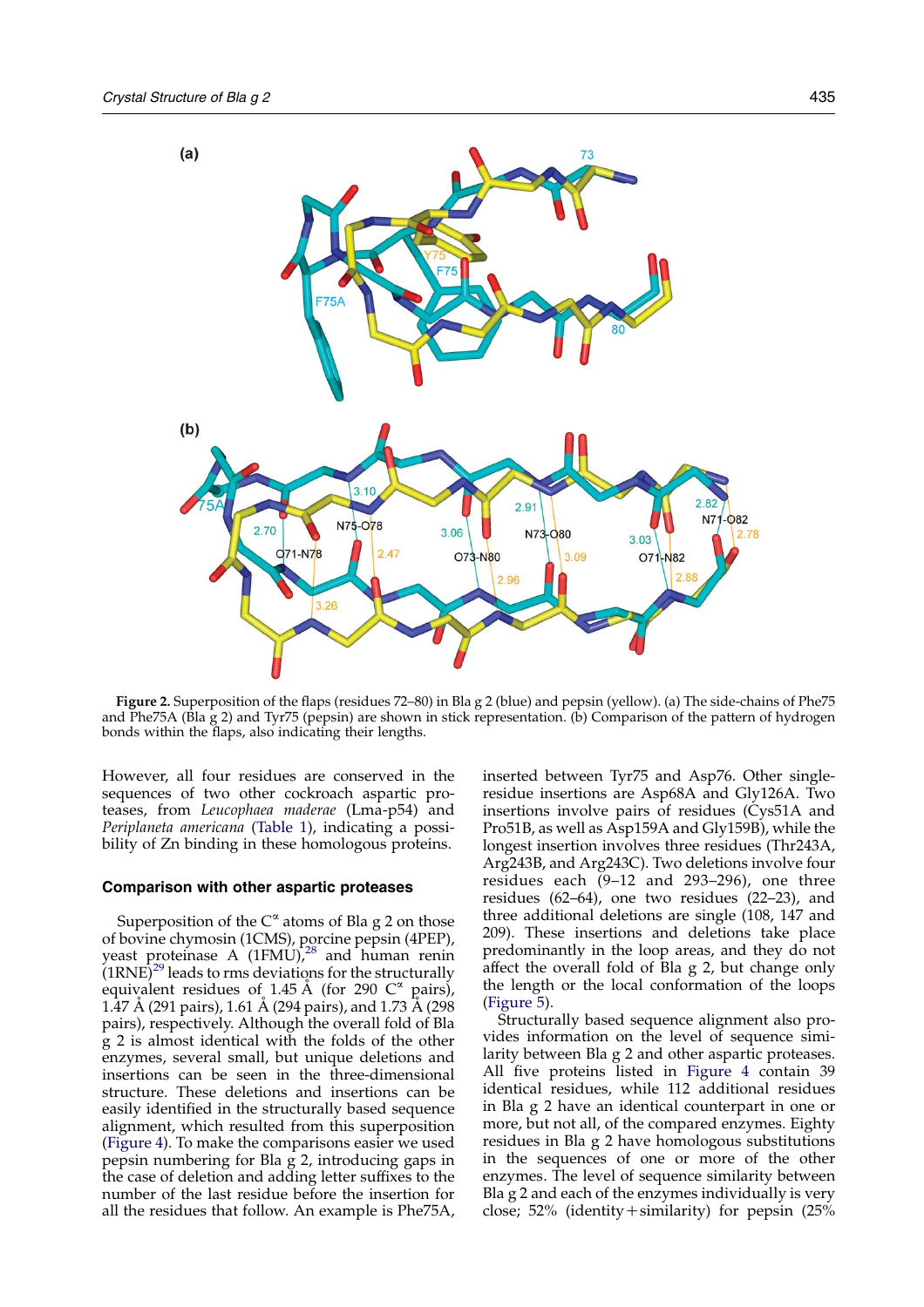**Figure 2.** Superposition of the flaps (residues 72–80) in Bla g 2 (blue) and pepsin (yellow). (a) The side-chains of Phe75 and Phe75A (Bla g 2) and Tyr75 (pepsin) are shown in stick representation. (b) Comparison of the pattern of hydrogen bonds within the flaps, also indicating their lengths.

However, all four residues are conserved in the sequences of two other cockroach aspartic proteases, from *Leucophaea maderae* (Lma-p54) and *Periplaneta americana* (Table 1), indicating a possibility of Zn binding in these homologous proteins.

## Comparison with other aspartic proteases

Superposition of the $C^{\alpha}$ atoms of Bla g 2 on those of bovine chymosin (1CMS), porcine pepsin (4PEP), yeast proteinase A (1FMU),[28] and human renin (1RNE)[29] leads to rms deviations for the structurally equivalent residues of 1.45 Å (for 290 $C^{\alpha}$ pairs), 1.47 Å (291 pairs), 1.61 Å (294 pairs), and 1.73 Å (298 pairs), respectively. Although the overall fold of Bla g 2 is almost identical with the folds of the other enzymes, several small, but unique deletions and insertions can be seen in the three-dimensional structure. These deletions and insertions can be easily identified in the structurally based sequence alignment, which resulted from this superposition (Figure 4). To make the comparisons easier we used pepsin numbering for Bla g 2, introducing gaps in the case of deletion and adding letter suffixes to the number of the last residue before the insertion for all the residues that follow. An example is Phe75A, inserted between Tyr75 and Asp76. Other single-residue insertions are Asp68A and Gly126A. Two insertions involve pairs of residues (Cys51A and Pro51B, as well as Asp159A and Gly159B), while the longest insertion involves three residues (Thr243A, Arg243B, and Arg243C). Two deletions involve four residues each (9–12 and 293–296), one three residues (62–64), one two residues (22–23), and three additional deletions are single (108, 147 and 209). These insertions and deletions take place predominantly in the loop areas, and they do not affect the overall fold of Bla g 2, but change only the length or the local conformation of the loops (Figure 5).

Structurally based sequence alignment also provides information on the level of sequence similarity between Bla g 2 and other aspartic proteases. All five proteins listed in Figure 4 contain 39 identical residues, while 112 additional residues in Bla g 2 have an identical counterpart in one or more, but not all, of the compared enzymes. Eighty residues in Bla g 2 have homologous substitutions in the sequences of one or more of the other enzymes. The level of sequence similarity between Bla g 2 and each of the enzymes individually is very close; 52% (identity + similarity) for pepsin (25%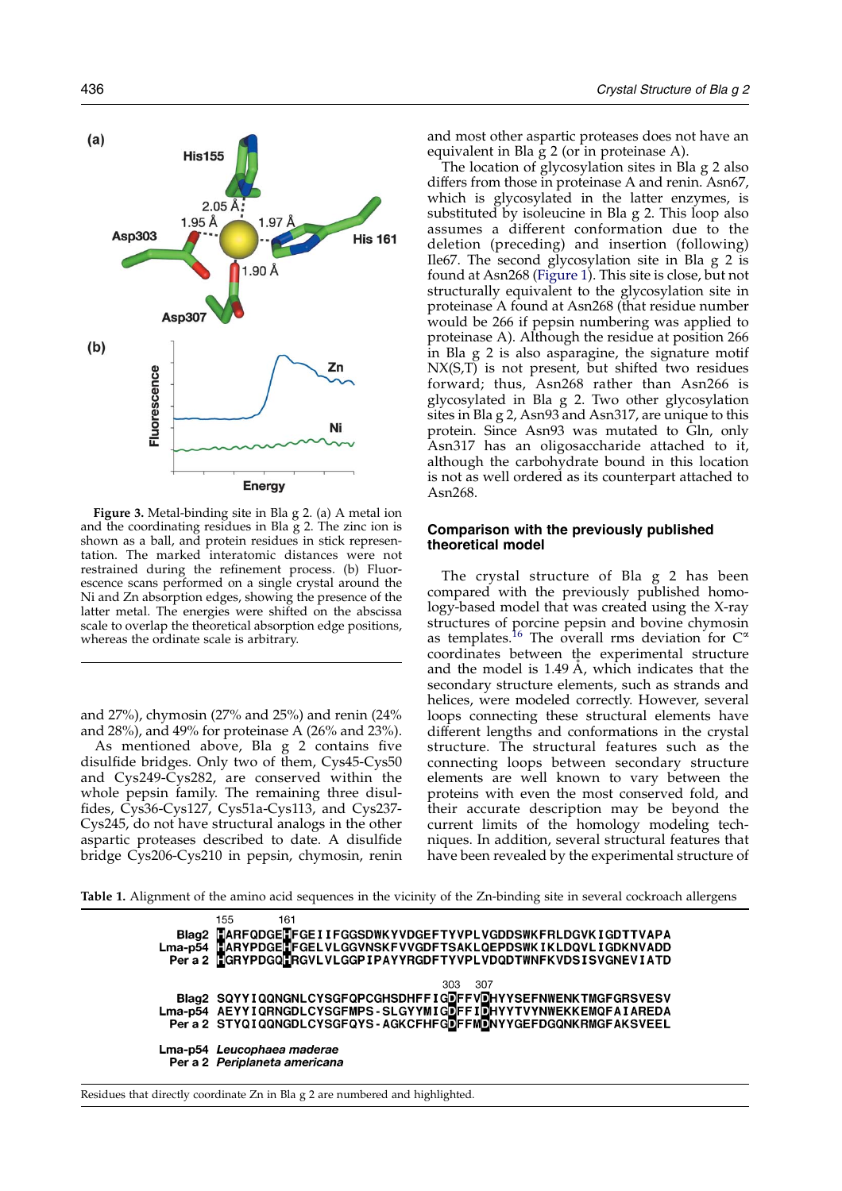**Figure 3.** Metal-binding site in Bla g 2. (a) A metal ion and the coordinating residues in Bla g 2. The zinc ion is shown as a ball, and protein residues in stick representation. The marked interatomic distances were not restrained during the refinement process. (b) Fluorescence scans performed on a single crystal around the Ni and Zn absorption edges, showing the presence of the latter metal. The energies were shifted on the abscissa scale to overlap the theoretical absorption edge positions, whereas the ordinate scale is arbitrary.

and 27%), chymosin (27% and 25%) and renin (24% and 28%), and 49% for proteinase A (26% and 23%).

As mentioned above, Bla g 2 contains five disulfide bridges. Only two of them, Cys45-Cys50 and Cys249-Cys282, are conserved within the whole pepsin family. The remaining three disulfides, Cys36-Cys127, Cys51a-Cys113, and Cys237-Cys245, do not have structural analogs in the other aspartic proteases described to date. A disulfide bridge Cys206-Cys210 in pepsin, chymosin, renin and most other aspartic proteases does not have an equivalent in Bla g 2 (or in proteinase A).

The location of glycosylation sites in Bla g 2 also differs from those in proteinase A and renin. Asn67, which is glycosylated in the latter enzymes, is substituted by isoleucine in Bla g 2. This loop also assumes a different conformation due to the deletion (preceding) and insertion (following) Ile67. The second glycosylation site in Bla g 2 is found at Asn268 (Figure 1). This site is close, but not structurally equivalent to the glycosylation site in proteinase A found at Asn268 (that residue number would be 266 if pepsin numbering was applied to proteinase A). Although the residue at position 266 in Bla g 2 is also asparagine, the signature motif NX(S,T) is not present, but shifted two residues forward; thus, Asn268 rather than Asn266 is glycosylated in Bla g 2. Two other glycosylation sites in Bla g 2, Asn93 and Asn317, are unique to this protein. Since Asn93 was mutated to Gln, only Asn317 has an oligosaccharide attached to it, although the carbohydrate bound in this location is not as well ordered as its counterpart attached to Asn268.

## Comparison with the previously published theoretical model

The crystal structure of Bla g 2 has been compared with the previously published homology-based model that was created using the X-ray structures of porcine pepsin and bovine chymosin as templates.[16] The overall rms deviation for $C^{\alpha}$ coordinates between the experimental structure and the model is 1.49 Å, which indicates that the secondary structure elements, such as strands and helices, were modeled correctly. However, several loops connecting these structural elements have different lengths and conformations in the crystal structure. The structural features such as the connecting loops between secondary structure elements are well known to vary between the proteins with even the most conserved fold, and their accurate description may be beyond the current limits of the homology modeling techniques. In addition, several structural features that have been revealed by the experimental structure of

**Table 1.** Alignment of the amino acid sequences in the vicinity of the Zn-binding site in several cockroach allergens

```
          155      161
 Blag2    HARFQDGEHFGEIIFGGSDWKYVDGEFTYVPLVGDDSWKFRLDGVKIGDTTVAPA
Lma-p54   HARYPDGEHFGELVLGGVNSKFVVGDFTSAKLQEPDSWKIKLDQVLIGDKNVADD
 Per a 2  HGRYPDGQHRGVLVLGGPIPAYYRGDFTYVPLVDQDTWNFKVDSISVGNEVIATD

                                          303  307
 Blag2    SQYYIQQNGNLCYSGFQPCGHSDHFFIGDFFVDHYYSEFNWENKTMGFGRSVESV
Lma-p54   AEYYIQRNGDLCYSGFMPS-SLGYYMIGDFFIDHYYTVYNWEKKEMQFAIAREDA
 Per a 2  STYQIQQNGDLCYSGFQYS-AGKCFHFGDFFMDNYYGEFDGQNKRMGFAKSVEEL
```

Lma-p54 *Leucophaea maderae*
Per a 2 *Periplaneta americana*

Residues that directly coordinate Zn in Bla g 2 are numbered and highlighted.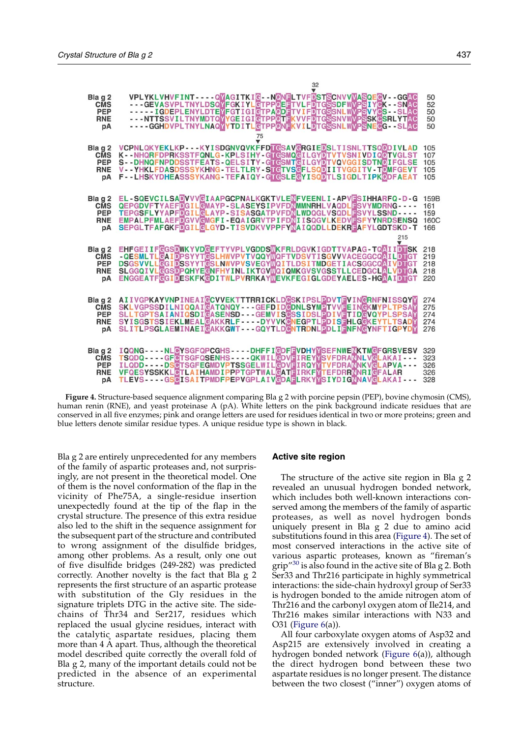```
                                                        32
                                                        ▼
Bla g 2  VPLYKLVHVFINT----QYAGITKIG--NQNFLTVFDSTSCNVVVASQECV--GGAC   50
   CMS   ---GEVASVPLTNYLDSQYFGKIYLGTPPQEFTVLFDTGSSDFWVPSIYCK--SNAC   52
   PEP   -----IGDEPLENYLDTEYFGTIGIGTPAQDFTVIFDTGSSNLWVPSVYCS--SLAC   50
   RNE   ---NTTSSVILTNYMDTQYYGEIGIGTPPQTFKVVFDTGSSNVWVPSSKCSRLYTAC   50
    pA   ----GGHDVPLTNYLNAQYYTDITLGTPPQNFKVILDTGSSNLWVPSNECG--SLAC   50

                                  75
                                  ▼
Bla g 2  VCPNLQKYEKLKP---KYISDGNVQVKFFDTGSAVGRGIEDSLTISNLTTSQQDIVLAD  105
   CMS   K--NHQRFDPRKSSTFQNLG-KPLSIHY-GTGSMQGILGYDTVTVSNIVDIQQTVGLST  107
   PEP   S--DHNQFNPDDSSTFEATS-QELSITY-GTGSMTGILGYDTVQVGGISDTNQIFGLSE  105
   RNE   V--YHKLFDASDSSSYKHNG-TELTLRY-STGTVSGFLSQDIITVGGITV-TQMFGEVT  105
    pA   F--LHSKYDHEASSSYKANG-TEFAIQY-GTGSLEGYISQDTLSIGDLTIPKQDFAEAT  105

Bla g 2  EL-SQEVCILSADVVVGIAAPGCPNALKGKTVLENFVEENLI-APVFSIHHARFQ-D-G  159B
   CMS   QEPGDVFTYAEFDGILGMAYP-SLASEYSIPVFDNMMNRHLVAQDLFSVYMDRNG----  161
   PEP   TEPGSFLYYAPFDGILGLAYP-SISASGATPVFDNLWDQGLVSQDLFSVYLSSND----  159
   RNE   EMPALPFMLAEFDGVVGMGFI-EQAIGRVTPIFDNIISQGVLKEDVFSFYYNRDSENSQ  160C
    pA   SEPGLTFAFGKFDGILGLGYD-TISVDKVVPPFYNAIQQDLLDEKRFAFYLGDTSKD-T  166

                                                              215
                                                               ▼
Bla g 2  EHFGEIIFGGSDWKYVDGEFTYVPLVGDDSWKFRLDGVKIGDTTVAPAG-TQAIIDTSK  218
   CMS   -QESMLTLGAIDPSYYTGSLHWVPVTVQQYWQFTVDSVTISGVVVACEGGCQAILDTGT  219
   PEP   DSGSVVLLGGIDSSYYTGSLNWVPVSVEGYWQITLDSITMDGETIACSGGCQAIVDTGT  218
   RNE   SLGGQIVLGGSDPQHYEGNFHYINLIKTGVWQIQMKGVSVGSSTLLCEDGCLALVDTGA  218
    pA   ENGGEATFGGIDESKFKGDITWLPVRRKAYWEVKFEGIGLGDEYAELES-HGAAIDTGT  220

Bla g 2  AIIVGPKAYVNPINEAIGCVVEKTTTRRICKLDCSKIPSLPDVTFVINGRNFNISSQYY  274
   CMS   SKLVGPSSDILNIQQAIGATQNQY---GEFDIDCDNLSYMPTVVFEINGKMYPLTPSAY  275
   PEP   SLLTGPTSAIANIQSDIGASENSD---GEMVISCSSIDSLPDIVFTIDGVQYPLSPSAY  274
   RNE   SYISGSTSSIEKLMEALGAKKRLF----DYVVKCNEGPTLPDISFHLGGKEYTLTSADY  274
    pA   SLITLPSGLAEMINAEIGAKKGWT---GQYTLDCNTRDNLPDLIFNFNGYNFTIGPYDY  276

Bla g 2  IQQNG----NLCYSGFQPCGHS----DHFFIGDFFVDHYYSEFNWENKTMGFGRSVESV  329
   CMS   TSQDQ----GFCTSGFQSENHS----QKWILGDVFIREYYSVFDRANNLVGLAKAI---  323
   PEP   ILQDD----DSCTSGFEGMDVPTSSGELWILGDVFIRQYYTVFDRANNKVGLAPVA---  326
   RNE   VFQESYSSKKLCTLAIHAMDIPPPTGPTWALGATFIRKFYTEFDRRNNRIGFALAR    326
    pA   TLEVS----GSCISAITPMDFPEPVGPLAIVGDAFLRKYYSIYDIGNNAVGLAKAI---  328
```

**Figure 4.** Structure-based sequence alignment comparing Bla g 2 with porcine pepsin (PEP), bovine chymosin (CMS), human renin (RNE), and yeast proteinase A (pA). White letters on the pink background indicate residues that are conserved in all five enzymes; pink and orange letters are used for residues identical in two or more proteins; green and blue letters denote similar residue types. A unique residue type is shown in black.

Bla g 2 are entirely unprecedented for any members of the family of aspartic proteases and, not surprisingly, are not present in the theoretical model. One of them is the novel conformation of the flap in the vicinity of Phe75A, a single-residue insertion unexpectedly found at the tip of the flap in the crystal structure. The presence of this extra residue also led to the shift in the sequence assignment for the subsequent part of the structure and contributed to wrong assignment of the disulfide bridges, among other problems. As a result, only one out of five disulfide bridges (249-282) was predicted correctly. Another novelty is the fact that Bla g 2 represents the first structure of an aspartic protease with substitution of the Gly residues in the signature triplets DTG in the active site. The side-chains of Thr34 and Ser217, residues which replaced the usual glycine residues, interact with the catalytic aspartate residues, placing them more than 4 Å apart. Thus, although the theoretical model described quite correctly the overall fold of Bla g 2, many of the important details could not be predicted in the absence of an experimental structure.

## Active site region

The structure of the active site region in Bla g 2 revealed an unusual hydrogen bonded network, which includes both well-known interactions conserved among the members of the family of aspartic proteases, as well as novel hydrogen bonds uniquely present in Bla g 2 due to amino acid substitutions found in this area (Figure 4). The set of most conserved interactions in the active site of various aspartic proteases, known as "fireman's grip"[30] is also found in the active site of Bla g 2. Both Ser33 and Thr216 participate in highly symmetrical interactions: the side-chain hydroxyl group of Ser33 is hydrogen bonded to the amide nitrogen atom of Thr216 and the carbonyl oxygen atom of Ile214, and Thr216 makes similar interactions with N33 and O31 (Figure 6(a)).

All four carboxylate oxygen atoms of Asp32 and Asp215 are extensively involved in creating a hydrogen bonded network (Figure 6(a)), although the direct hydrogen bond between these two aspartate residues is no longer present. The distance between the two closest ("inner") oxygen atoms of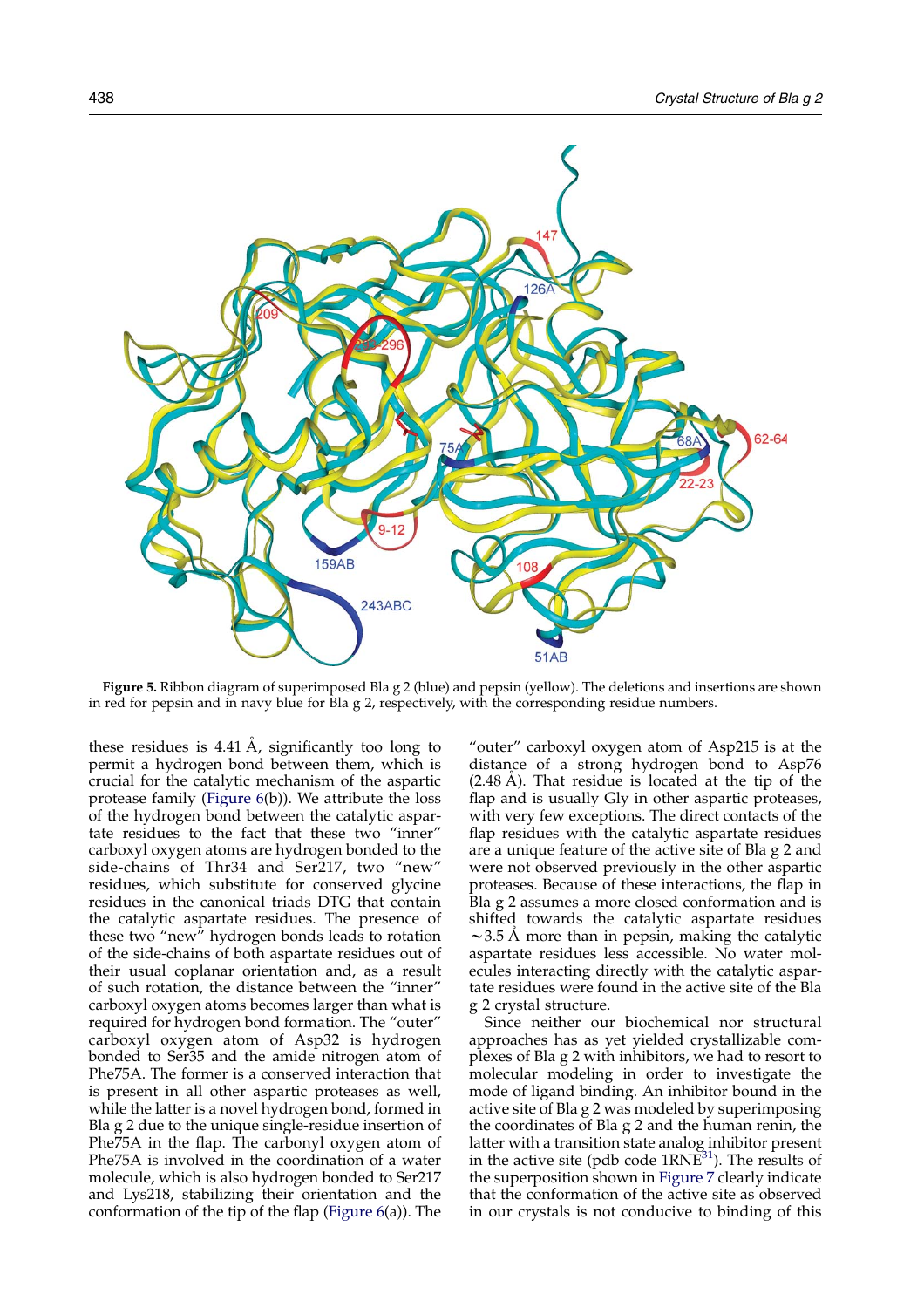Figure 5. Ribbon diagram of superimposed Bla g 2 (blue) and pepsin (yellow). The deletions and insertions are shown in red for pepsin and in navy blue for Bla g 2, respectively, with the corresponding residue numbers.

these residues is 4.41 Å, significantly too long to permit a hydrogen bond between them, which is crucial for the catalytic mechanism of the aspartic protease family (Figure 6(b)). We attribute the loss of the hydrogen bond between the catalytic aspartate residues to the fact that these two "inner" carboxyl oxygen atoms are hydrogen bonded to the side-chains of Thr34 and Ser217, two "new" residues, which substitute for conserved glycine residues in the canonical triads DTG that contain the catalytic aspartate residues. The presence of these two "new" hydrogen bonds leads to rotation of the side-chains of both aspartate residues out of their usual coplanar orientation and, as a result of such rotation, the distance between the "inner" carboxyl oxygen atoms becomes larger than what is required for hydrogen bond formation. The "outer" carboxyl oxygen atom of Asp32 is hydrogen bonded to Ser35 and the amide nitrogen atom of Phe75A. The former is a conserved interaction that is present in all other aspartic proteases as well, while the latter is a novel hydrogen bond, formed in Bla g 2 due to the unique single-residue insertion of Phe75A in the flap. The carbonyl oxygen atom of Phe75A is involved in the coordination of a water molecule, which is also hydrogen bonded to Ser217 and Lys218, stabilizing their orientation and the conformation of the tip of the flap (Figure 6(a)). The "outer" carboxyl oxygen atom of Asp215 is at the distance of a strong hydrogen bond to Asp76 (2.48 Å). That residue is located at the tip of the flap and is usually Gly in other aspartic proteases, with very few exceptions. The direct contacts of the flap residues with the catalytic aspartate residues are a unique feature of the active site of Bla g 2 and were not observed previously in the other aspartic proteases. Because of these interactions, the flap in Bla g 2 assumes a more closed conformation and is shifted towards the catalytic aspartate residues ~3.5 Å more than in pepsin, making the catalytic aspartate residues less accessible. No water molecules interacting directly with the catalytic aspartate residues were found in the active site of the Bla g 2 crystal structure.

Since neither our biochemical nor structural approaches has as yet yielded crystallizable complexes of Bla g 2 with inhibitors, we had to resort to molecular modeling in order to investigate the mode of ligand binding. An inhibitor bound in the active site of Bla g 2 was modeled by superimposing the coordinates of Bla g 2 and the human renin, the latter with a transition state analog inhibitor present in the active site (pdb code 1RNE[31]). The results of the superposition shown in Figure 7 clearly indicate that the conformation of the active site as observed in our crystals is not conducive to binding of this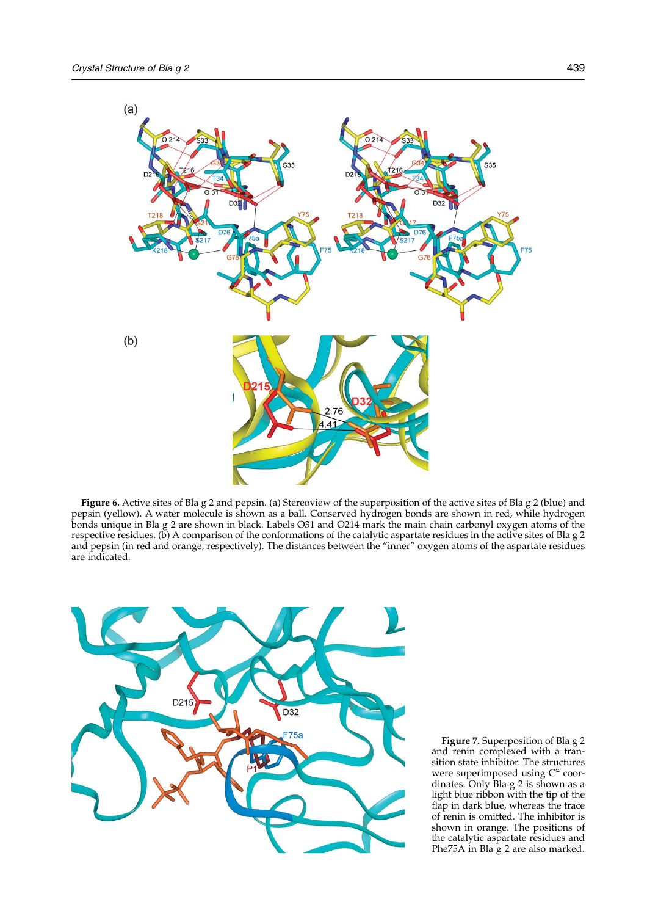**Figure 6.** Active sites of Bla g 2 and pepsin. (a) Stereoview of the superposition of the active sites of Bla g 2 (blue) and pepsin (yellow). A water molecule is shown as a ball. Conserved hydrogen bonds are shown in red, while hydrogen bonds unique in Bla g 2 are shown in black. Labels O31 and O214 mark the main chain carbonyl oxygen atoms of the respective residues. (b) A comparison of the conformations of the catalytic aspartate residues in the active sites of Bla g 2 and pepsin (in red and orange, respectively). The distances between the "inner" oxygen atoms of the aspartate residues are indicated.

**Figure 7.** Superposition of Bla g 2 and renin complexed with a transition state inhibitor. The structures were superimposed using $C^{\alpha}$ coordinates. Only Bla g 2 is shown as a light blue ribbon with the tip of the flap in dark blue, whereas the trace of renin is omitted. The inhibitor is shown in orange. The positions of the catalytic aspartate residues and Phe75A in Bla g 2 are also marked.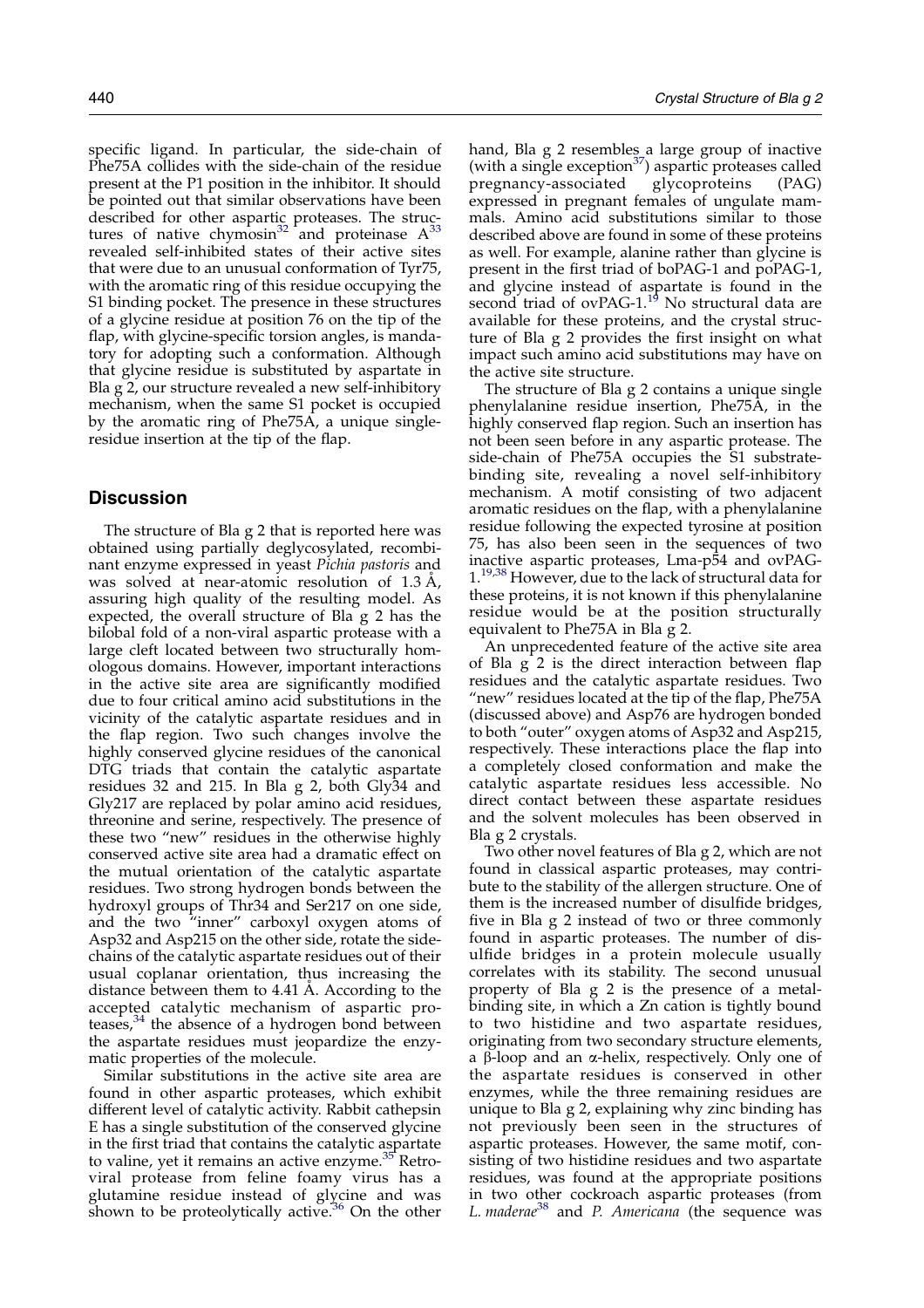specific ligand. In particular, the side-chain of Phe75A collides with the side-chain of the residue present at the P1 position in the inhibitor. It should be pointed out that similar observations have been described for other aspartic proteases. The structures of native chymosin[32] and proteinase A[33] revealed self-inhibited states of their active sites that were due to an unusual conformation of Tyr75, with the aromatic ring of this residue occupying the S1 binding pocket. The presence in these structures of a glycine residue at position 76 on the tip of the flap, with glycine-specific torsion angles, is mandatory for adopting such a conformation. Although that glycine residue is substituted by aspartate in Bla g 2, our structure revealed a new self-inhibitory mechanism, when the same S1 pocket is occupied by the aromatic ring of Phe75A, a unique single-residue insertion at the tip of the flap.

## Discussion

The structure of Bla g 2 that is reported here was obtained using partially deglycosylated, recombinant enzyme expressed in yeast *Pichia pastoris* and was solved at near-atomic resolution of 1.3 Å, assuring high quality of the resulting model. As expected, the overall structure of Bla g 2 has the bilobal fold of a non-viral aspartic protease with a large cleft located between two structurally homologous domains. However, important interactions in the active site area are significantly modified due to four critical amino acid substitutions in the vicinity of the catalytic aspartate residues and in the flap region. Two such changes involve the highly conserved glycine residues of the canonical DTG triads that contain the catalytic aspartate residues 32 and 215. In Bla g 2, both Gly34 and Gly217 are replaced by polar amino acid residues, threonine and serine, respectively. The presence of these two "new" residues in the otherwise highly conserved active site area had a dramatic effect on the mutual orientation of the catalytic aspartate residues. Two strong hydrogen bonds between the hydroxyl groups of Thr34 and Ser217 on one side, and the two "inner" carboxyl oxygen atoms of Asp32 and Asp215 on the other side, rotate the side-chains of the catalytic aspartate residues out of their usual coplanar orientation, thus increasing the distance between them to 4.41 Å. According to the accepted catalytic mechanism of aspartic proteases,[34] the absence of a hydrogen bond between the aspartate residues must jeopardize the enzymatic properties of the molecule.

Similar substitutions in the active site area are found in other aspartic proteases, which exhibit different level of catalytic activity. Rabbit cathepsin E has a single substitution of the conserved glycine in the first triad that contains the catalytic aspartate to valine, yet it remains an active enzyme.[35] Retroviral protease from feline foamy virus has a glutamine residue instead of glycine and was shown to be proteolytically active.[36] On the other hand, Bla g 2 resembles a large group of inactive (with a single exception[37]) aspartic proteases called pregnancy-associated glycoproteins (PAG) expressed in pregnant females of ungulate mammals. Amino acid substitutions similar to those described above are found in some of these proteins as well. For example, alanine rather than glycine is present in the first triad of boPAG-1 and poPAG-1, and glycine instead of aspartate is found in the second triad of ovPAG-1.[19] No structural data are available for these proteins, and the crystal structure of Bla g 2 provides the first insight on what impact such amino acid substitutions may have on the active site structure.

The structure of Bla g 2 contains a unique single phenylalanine residue insertion, Phe75A, in the highly conserved flap region. Such an insertion has not been seen before in any aspartic protease. The side-chain of Phe75A occupies the S1 substrate-binding site, revealing a novel self-inhibitory mechanism. A motif consisting of two adjacent aromatic residues on the flap, with a phenylalanine residue following the expected tyrosine at position 75, has also been seen in the sequences of two inactive aspartic proteases, Lma-p54 and ovPAG-1.[19,38] However, due to the lack of structural data for these proteins, it is not known if this phenylalanine residue would be at the position structurally equivalent to Phe75A in Bla g 2.

An unprecedented feature of the active site area of Bla g 2 is the direct interaction between flap residues and the catalytic aspartate residues. Two "new" residues located at the tip of the flap, Phe75A (discussed above) and Asp76 are hydrogen bonded to both "outer" oxygen atoms of Asp32 and Asp215, respectively. These interactions place the flap into a completely closed conformation and make the catalytic aspartate residues less accessible. No direct contact between these aspartate residues and the solvent molecules has been observed in Bla g 2 crystals.

Two other novel features of Bla g 2, which are not found in classical aspartic proteases, may contribute to the stability of the allergen structure. One of them is the increased number of disulfide bridges, five in Bla g 2 instead of two or three commonly found in aspartic proteases. The number of disulfide bridges in a protein molecule usually correlates with its stability. The second unusual property of Bla g 2 is the presence of a metal-binding site, in which a Zn cation is tightly bound to two histidine and two aspartate residues, originating from two secondary structure elements, a β-loop and an α-helix, respectively. Only one of the aspartate residues is conserved in other enzymes, while the three remaining residues are unique to Bla g 2, explaining why zinc binding has not previously been seen in the structures of aspartic proteases. However, the same motif, consisting of two histidine residues and two aspartate residues, was found at the appropriate positions in two other cockroach aspartic proteases (from *L. maderae*[38] and *P. Americana* (the sequence was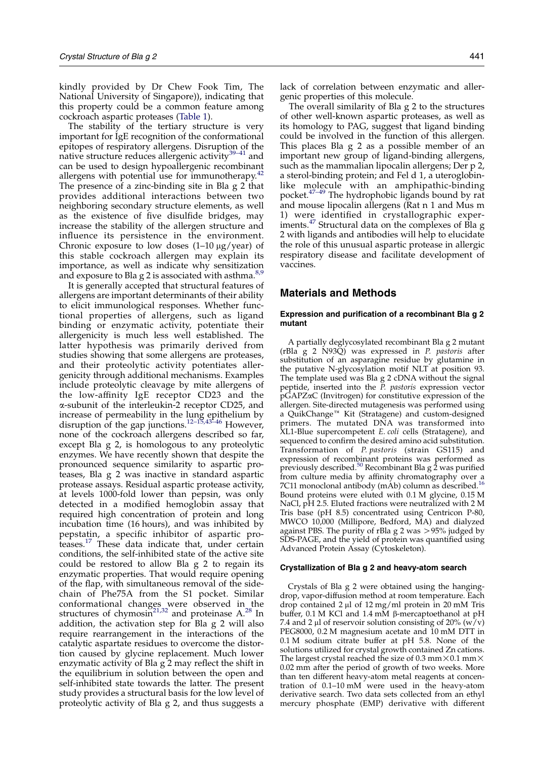kindly provided by Dr Chew Fook Tim, The National University of Singapore)), indicating that this property could be a common feature among cockroach aspartic proteases (Table 1).

The stability of the tertiary structure is very important for IgE recognition of the conformational epitopes of respiratory allergens. Disruption of the native structure reduces allergenic activity[39–41] and can be used to design hypoallergenic recombinant allergens with potential use for immunotherapy.[42] The presence of a zinc-binding site in Bla g 2 that provides additional interactions between two neighboring secondary structure elements, as well as the existence of five disulfide bridges, may increase the stability of the allergen structure and influence its persistence in the environment. Chronic exposure to low doses (1–10 μg/year) of this stable cockroach allergen may explain its importance, as well as indicate why sensitization and exposure to Bla g 2 is associated with asthma.[8,9]

It is generally accepted that structural features of allergens are important determinants of their ability to elicit immunological responses. Whether functional properties of allergens, such as ligand binding or enzymatic activity, potentiate their allergenicity is much less well established. The latter hypothesis was primarily derived from studies showing that some allergens are proteases, and their proteolytic activity potentiates allergenicity through additional mechanisms. Examples include proteolytic cleavage by mite allergens of the low-affinity IgE receptor CD23 and the α-subunit of the interleukin-2 receptor CD25, and increase of permeability in the lung epithelium by disruption of the gap junctions.[12–15,43–46] However, none of the cockroach allergens described so far, except Bla g 2, is homologous to any proteolytic enzymes. We have recently shown that despite the pronounced sequence similarity to aspartic proteases, Bla g 2 was inactive in standard aspartic protease assays. Residual aspartic protease activity, at levels 1000-fold lower than pepsin, was only detected in a modified hemoglobin assay that required high concentration of protein and long incubation time (16 hours), and was inhibited by pepstatin, a specific inhibitor of aspartic proteases.[17] These data indicate that, under certain conditions, the self-inhibited state of the active site could be restored to allow Bla g 2 to regain its enzymatic properties. That would require opening of the flap, with simultaneous removal of the side-chain of Phe75A from the S1 pocket. Similar conformational changes were observed in the structures of chymosin[21,32] and proteinase A.[28] In addition, the activation step for Bla g 2 will also require rearrangement in the interactions of the catalytic aspartate residues to overcome the distortion caused by glycine replacement. Much lower enzymatic activity of Bla g 2 may reflect the shift in the equilibrium in solution between the open and self-inhibited state towards the latter. The present study provides a structural basis for the low level of proteolytic activity of Bla g 2, and thus suggests a lack of correlation between enzymatic and allergenic properties of this molecule.

The overall similarity of Bla g 2 to the structures of other well-known aspartic proteases, as well as its homology to PAG, suggest that ligand binding could be involved in the function of this allergen. This places Bla g 2 as a possible member of an important new group of ligand-binding allergens, such as the mammalian lipocalin allergens; Der p 2, a sterol-binding protein; and Fel d 1, a uteroglobin-like molecule with an amphipathic-binding pocket.[47–49] The hydrophobic ligands bound by rat and mouse lipocalin allergens (Rat n 1 and Mus m 1) were identified in crystallographic experiments.[47] Structural data on the complexes of Bla g 2 with ligands and antibodies will help to elucidate the role of this unusual aspartic protease in allergic respiratory disease and facilitate development of vaccines.

## Materials and Methods

### Expression and purification of a recombinant Bla g 2 mutant

A partially deglycosylated recombinant Bla g 2 mutant (rBla g 2 N93Q) was expressed in *P. pastoris* after substitution of an asparagine residue by glutamine in the putative N-glycosylation motif NLT at position 93. The template used was Bla g 2 cDNA without the signal peptide, inserted into the *P. pastoris* expression vector pGAPZαC (Invitrogen) for constitutive expression of the allergen. Site-directed mutagenesis was performed using a QuikChange™ Kit (Stratagene) and custom-designed primers. The mutated DNA was transformed into XL1-Blue supercompetent *E. coli* cells (Stratagene), and sequenced to confirm the desired amino acid substitution. Transformation of *P. pastoris* (strain GS115) and expression of recombinant proteins was performed as previously described.[50] Recombinant Bla g 2 was purified from culture media by affinity chromatography over a 7C11 monoclonal antibody (mAb) column as described.[16] Bound proteins were eluted with 0.1 M glycine, 0.15 M NaCl, pH 2.5. Eluted fractions were neutralized with 2 M Tris base (pH 8.5) concentrated using Centricon P-80, MWCO 10,000 (Millipore, Bedford, MA) and dialyzed against PBS. The purity of rBla g 2 was >95% judged by SDS-PAGE, and the yield of protein was quantified using Advanced Protein Assay (Cytoskeleton).

### Crystallization of Bla g 2 and heavy-atom search

Crystals of Bla g 2 were obtained using the hanging-drop, vapor-diffusion method at room temperature. Each drop contained 2 μl of 12 mg/ml protein in 20 mM Tris buffer, 0.1 M KCl and 1.4 mM β-mercaptoethanol at pH 7.4 and 2 μl of reservoir solution consisting of 20% (w/v) PEG8000, 0.2 M magnesium acetate and 10 mM DTT in 0.1 M sodium citrate buffer at pH 5.8. None of the solutions utilized for crystal growth contained Zn cations. The largest crystal reached the size of 0.3 mm×0.1 mm×0.02 mm after the period of growth of two weeks. More than ten different heavy-atom metal reagents at concentration of 0.1–10 mM were used in the heavy-atom derivative search. Two data sets collected from an ethyl mercury phosphate (EMP) derivative with different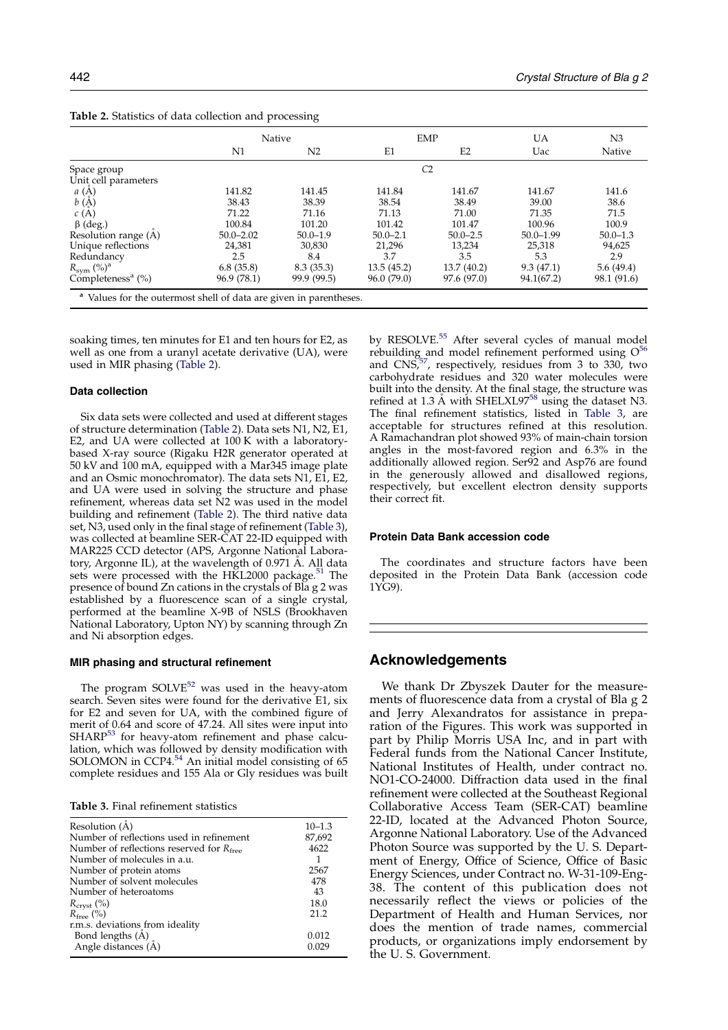**Table 2.** Statistics of data collection and processing

| | Native | | EMP | | UA | N3 |
|---|---|---|---|---|---|---|
| | N1 | N2 | E1 | E2 | Uac | Native |
| Space group | | | $C2$ | | | |
| Unit cell parameters | | | | | | |
| $a$ (Å) | 141.82 | 141.45 | 141.84 | 141.67 | 141.67 | 141.6 |
| $b$ (Å) | 38.43 | 38.39 | 38.54 | 38.49 | 39.00 | 38.6 |
| $c$ (Å) | 71.22 | 71.16 | 71.13 | 71.00 | 71.35 | 71.5 |
| β (deg.) | 100.84 | 101.20 | 101.42 | 101.47 | 100.96 | 100.9 |
| Resolution range (Å) | 50.0–2.02 | 50.0–1.9 | 50.0–2.1 | 50.0–2.5 | 50.0–1.99 | 50.0–1.3 |
| Unique reflections | 24,381 | 30,830 | 21,296 | 13,234 | 25,318 | 94,625 |
| Redundancy | 2.5 | 8.4 | 3.7 | 3.5 | 5.3 | 2.9 |
| $R_{sym}$ (%)[a] | 6.8 (35.8) | 8.3 (35.3) | 13.5 (45.2) | 13.7 (40.2) | 9.3 (47.1) | 5.6 (49.4) |
| Completeness[a] (%) | 96.9 (78.1) | 99.9 (99.5) | 96.0 (79.0) | 97.6 (97.0) | 94.1(67.2) | 98.1 (91.6) |

[a] Values for the outermost shell of data are given in parentheses.

soaking times, ten minutes for E1 and ten hours for E2, as well as one from a uranyl acetate derivative (UA), were used in MIR phasing (Table 2).

### Data collection

Six data sets were collected and used at different stages of structure determination (Table 2). Data sets N1, N2, E1, E2, and UA were collected at 100 K with a laboratory-based X-ray source (Rigaku H2R generator operated at 50 kV and 100 mA, equipped with a Mar345 image plate and an Osmic monochromator). The data sets N1, E1, E2, and UA were used in solving the structure and phase refinement, whereas data set N2 was used in the model building and refinement (Table 2). The third native data set, N3, used only in the final stage of refinement (Table 3), was collected at beamline SER-CAT 22-ID equipped with MAR225 CCD detector (APS, Argonne National Laboratory, Argonne IL), at the wavelength of 0.971 Å. All data sets were processed with the HKL2000 package.[51] The presence of bound Zn cations in the crystals of Bla g 2 was established by a fluorescence scan of a single crystal, performed at the beamline X-9B of NSLS (Brookhaven National Laboratory, Upton NY) by scanning through Zn and Ni absorption edges.

### MIR phasing and structural refinement

The program SOLVE[52] was used in the heavy-atom search. Seven sites were found for the derivative E1, six for E2 and seven for UA, with the combined figure of merit of 0.64 and score of 47.24. All sites were input into SHARP[53] for heavy-atom refinement and phase calculation, which was followed by density modification with SOLOMON in CCP4.[54] An initial model consisting of 65 complete residues and 155 Ala or Gly residues was built by RESOLVE.[55] After several cycles of manual model rebuilding and model refinement performed using O[56] and CNS,[57], respectively, residues from 3 to 330, two carbohydrate residues and 320 water molecules were built into the density. At the final stage, the structure was refined at 1.3 Å with SHELXL97[58] using the dataset N3. The final refinement statistics, listed in Table 3, are acceptable for structures refined at this resolution. A Ramachandran plot showed 93% of main-chain torsion angles in the most-favored region and 6.3% in the additionally allowed region. Ser92 and Asp76 are found in the generously allowed and disallowed regions, respectively, but excellent electron density supports their correct fit.

**Table 3.** Final refinement statistics

| | |
|---|---|
| Resolution (Å) | 10–1.3 |
| Number of reflections used in refinement | 87,692 |
| Number of reflections reserved for $R_{free}$ | 4622 |
| Number of molecules in a.u. | 1 |
| Number of protein atoms | 2567 |
| Number of solvent molecules | 478 |
| Number of heteroatoms | 43 |
| $R_{cryst}$ (%) | 18.0 |
| $R_{free}$ (%) | 21.2 |
| r.m.s. deviations from ideality | |
| Bond lengths (Å) | 0.012 |
| Angle distances (Å) | 0.029 |

### Protein Data Bank accession code

The coordinates and structure factors have been deposited in the Protein Data Bank (accession code 1YG9).

## Acknowledgements

We thank Dr Zbyszek Dauter for the measurements of fluorescence data from a crystal of Bla g 2 and Jerry Alexandratos for assistance in preparation of the Figures. This work was supported in part by Philip Morris USA Inc, and in part with Federal funds from the National Cancer Institute, National Institutes of Health, under contract no. NO1-CO-24000. Diffraction data used in the final refinement were collected at the Southeast Regional Collaborative Access Team (SER-CAT) beamline 22-ID, located at the Advanced Photon Source, Argonne National Laboratory. Use of the Advanced Photon Source was supported by the U. S. Department of Energy, Office of Science, Office of Basic Energy Sciences, under Contract no. W-31-109-Eng-38. The content of this publication does not necessarily reflect the views or policies of the Department of Health and Human Services, nor does the mention of trade names, commercial products, or organizations imply endorsement by the U. S. Government.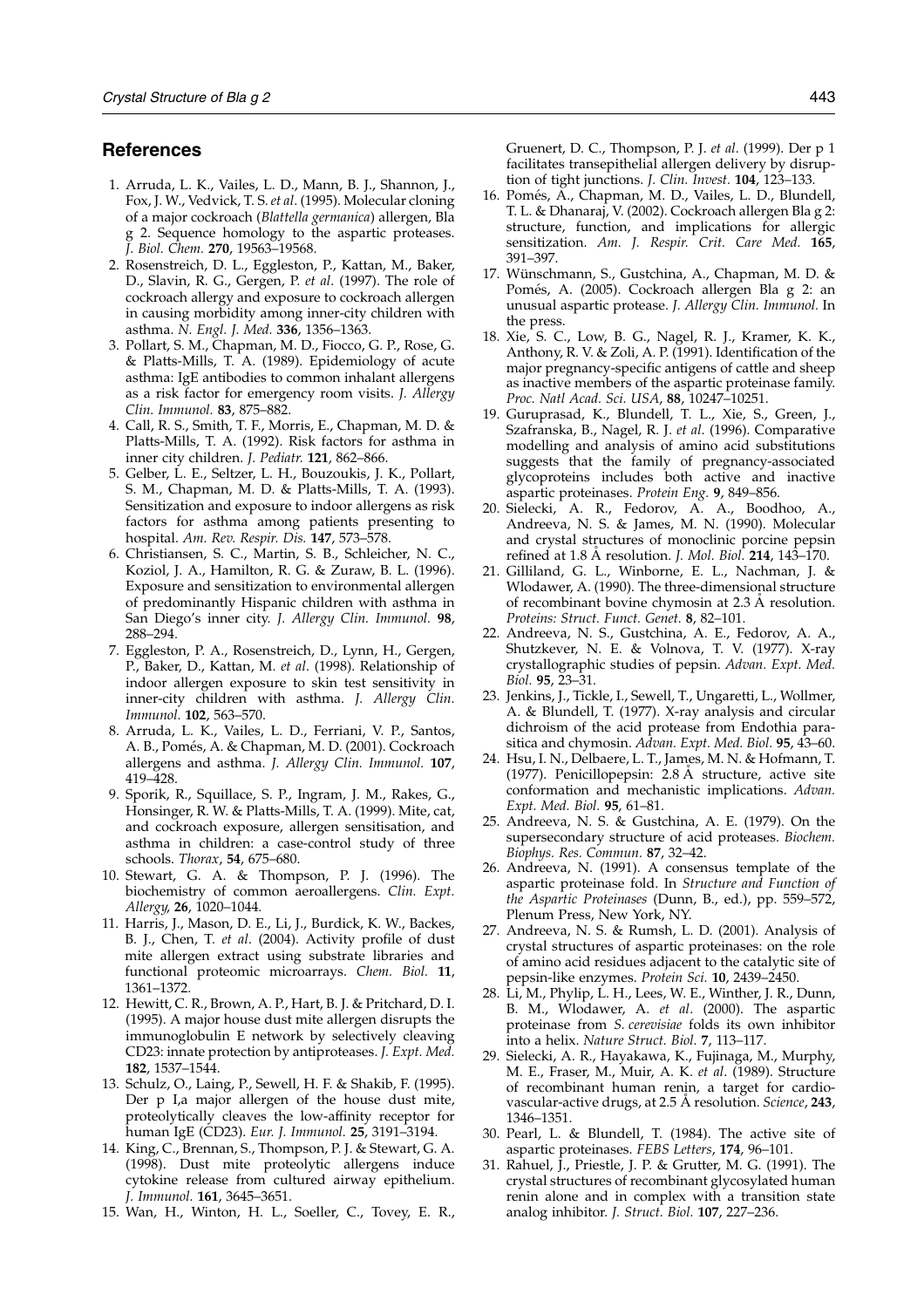## References

1. Arruda, L. K., Vailes, L. D., Mann, B. J., Shannon, J., Fox, J. W., Vedvick, T. S. *et al*. (1995). Molecular cloning of a major cockroach (*Blattella germanica*) allergen, Bla g 2. Sequence homology to the aspartic proteases. *J. Biol. Chem.* **270**, 19563–19568.
2. Rosenstreich, D. L., Eggleston, P., Kattan, M., Baker, D., Slavin, R. G., Gergen, P. *et al*. (1997). The role of cockroach allergy and exposure to cockroach allergen in causing morbidity among inner-city children with asthma. *N. Engl. J. Med.* **336**, 1356–1363.
3. Pollart, S. M., Chapman, M. D., Fiocco, G. P., Rose, G. & Platts-Mills, T. A. (1989). Epidemiology of acute asthma: IgE antibodies to common inhalant allergens as a risk factor for emergency room visits. *J. Allergy Clin. Immunol.* **83**, 875–882.
4. Call, R. S., Smith, T. F., Morris, E., Chapman, M. D. & Platts-Mills, T. A. (1992). Risk factors for asthma in inner city children. *J. Pediatr.* **121**, 862–866.
5. Gelber, L. E., Seltzer, L. H., Bouzoukis, J. K., Pollart, S. M., Chapman, M. D. & Platts-Mills, T. A. (1993). Sensitization and exposure to indoor allergens as risk factors for asthma among patients presenting to hospital. *Am. Rev. Respir. Dis.* **147**, 573–578.
6. Christiansen, S. C., Martin, S. B., Schleicher, N. C., Koziol, J. A., Hamilton, R. G. & Zuraw, B. L. (1996). Exposure and sensitization to environmental allergen of predominantly Hispanic children with asthma in San Diego's inner city. *J. Allergy Clin. Immunol.* **98**, 288–294.
7. Eggleston, P. A., Rosenstreich, D., Lynn, H., Gergen, P., Baker, D., Kattan, M. *et al*. (1998). Relationship of indoor allergen exposure to skin test sensitivity in inner-city children with asthma. *J. Allergy Clin. Immunol.* **102**, 563–570.
8. Arruda, L. K., Vailes, L. D., Ferriani, V. P., Santos, A. B., Pomés, A. & Chapman, M. D. (2001). Cockroach allergens and asthma. *J. Allergy Clin. Immunol.* **107**, 419–428.
9. Sporik, R., Squillace, S. P., Ingram, J. M., Rakes, G., Honsinger, R. W. & Platts-Mills, T. A. (1999). Mite, cat, and cockroach exposure, allergen sensitisation, and asthma in children: a case-control study of three schools. *Thorax*, **54**, 675–680.
10. Stewart, G. A. & Thompson, P. J. (1996). The biochemistry of common aeroallergens. *Clin. Expt. Allergy*, **26**, 1020–1044.
11. Harris, J., Mason, D. E., Li, J., Burdick, K. W., Backes, B. J., Chen, T. *et al*. (2004). Activity profile of dust mite allergen extract using substrate libraries and functional proteomic microarrays. *Chem. Biol.* **11**, 1361–1372.
12. Hewitt, C. R., Brown, A. P., Hart, B. J. & Pritchard, D. I. (1995). A major house dust mite allergen disrupts the immunoglobulin E network by selectively cleaving CD23: innate protection by antiproteases. *J. Expt. Med.* **182**, 1537–1544.
13. Schulz, O., Laing, P., Sewell, H. F. & Shakib, F. (1995). Der p I,a major allergen of the house dust mite, proteolytically cleaves the low-affinity receptor for human IgE (CD23). *Eur. J. Immunol.* **25**, 3191–3194.
14. King, C., Brennan, S., Thompson, P. J. & Stewart, G. A. (1998). Dust mite proteolytic allergens induce cytokine release from cultured airway epithelium. *J. Immunol.* **161**, 3645–3651.
15. Wan, H., Winton, H. L., Soeller, C., Tovey, E. R., Gruenert, D. C., Thompson, P. J. *et al*. (1999). Der p 1 facilitates transepithelial allergen delivery by disruption of tight junctions. *J. Clin. Invest.* **104**, 123–133.
16. Pomés, A., Chapman, M. D., Vailes, L. D., Blundell, T. L. & Dhanaraj, V. (2002). Cockroach allergen Bla g 2: structure, function, and implications for allergic sensitization. *Am. J. Respir. Crit. Care Med.* **165**, 391–397.
17. Wünschmann, S., Gustchina, A., Chapman, M. D. & Pomés, A. (2005). Cockroach allergen Bla g 2: an unusual aspartic protease. *J. Allergy Clin. Immunol.* In the press.
18. Xie, S. C., Low, B. G., Nagel, R. J., Kramer, K. K., Anthony, R. V. & Zoli, A. P. (1991). Identification of the major pregnancy-specific antigens of cattle and sheep as inactive members of the aspartic proteinase family. *Proc. Natl Acad. Sci. USA*, **88**, 10247–10251.
19. Guruprasad, K., Blundell, T. L., Xie, S., Green, J., Szafranska, B., Nagel, R. J. *et al*. (1996). Comparative modelling and analysis of amino acid substitutions suggests that the family of pregnancy-associated glycoproteins includes both active and inactive aspartic proteinases. *Protein Eng.* **9**, 849–856.
20. Sielecki, A. R., Fedorov, A. A., Boodhoo, A., Andreeva, N. S. & James, M. N. (1990). Molecular and crystal structures of monoclinic porcine pepsin refined at 1.8 Å resolution. *J. Mol. Biol.* **214**, 143–170.
21. Gilliland, G. L., Winborne, E. L., Nachman, J. & Wlodawer, A. (1990). The three-dimensional structure of recombinant bovine chymosin at 2.3 Å resolution. *Proteins: Struct. Funct. Genet.* **8**, 82–101.
22. Andreeva, N. S., Gustchina, A. E., Fedorov, A. A., Shutzkever, N. E. & Volnova, T. V. (1977). X-ray crystallographic studies of pepsin. *Advan. Expt. Med. Biol.* **95**, 23–31.
23. Jenkins, J., Tickle, I., Sewell, T., Ungaretti, L., Wollmer, A. & Blundell, T. (1977). X-ray analysis and circular dichroism of the acid protease from Endothia parasitica and chymosin. *Advan. Expt. Med. Biol.* **95**, 43–60.
24. Hsu, I. N., Delbaere, L. T., James, M. N. & Hofmann, T. (1977). Penicillopepsin: 2.8 Å structure, active site conformation and mechanistic implications. *Advan. Expt. Med. Biol.* **95**, 61–81.
25. Andreeva, N. S. & Gustchina, A. E. (1979). On the supersecondary structure of acid proteases. *Biochem. Biophys. Res. Commun.* **87**, 32–42.
26. Andreeva, N. (1991). A consensus template of the aspartic proteinase fold. In *Structure and Function of the Aspartic Proteinases* (Dunn, B., ed.), pp. 559–572, Plenum Press, New York, NY.
27. Andreeva, N. S. & Rumsh, L. D. (2001). Analysis of crystal structures of aspartic proteinases: on the role of amino acid residues adjacent to the catalytic site of pepsin-like enzymes. *Protein Sci.* **10**, 2439–2450.
28. Li, M., Phylip, L. H., Lees, W. E., Winther, J. R., Dunn, B. M., Wlodawer, A. *et al*. (2000). The aspartic proteinase from *S. cerevisiae* folds its own inhibitor into a helix. *Nature Struct. Biol.* **7**, 113–117.
29. Sielecki, A. R., Hayakawa, K., Fujinaga, M., Murphy, M. E., Fraser, M., Muir, A. K. *et al*. (1989). Structure of recombinant human renin, a target for cardiovascular-active drugs, at 2.5 Å resolution. *Science*, **243**, 1346–1351.
30. Pearl, L. & Blundell, T. (1984). The active site of aspartic proteinases. *FEBS Letters*, **174**, 96–101.
31. Rahuel, J., Priestle, J. P. & Grutter, M. G. (1991). The crystal structures of recombinant glycosylated human renin alone and in complex with a transition state analog inhibitor. *J. Struct. Biol.* **107**, 227–236.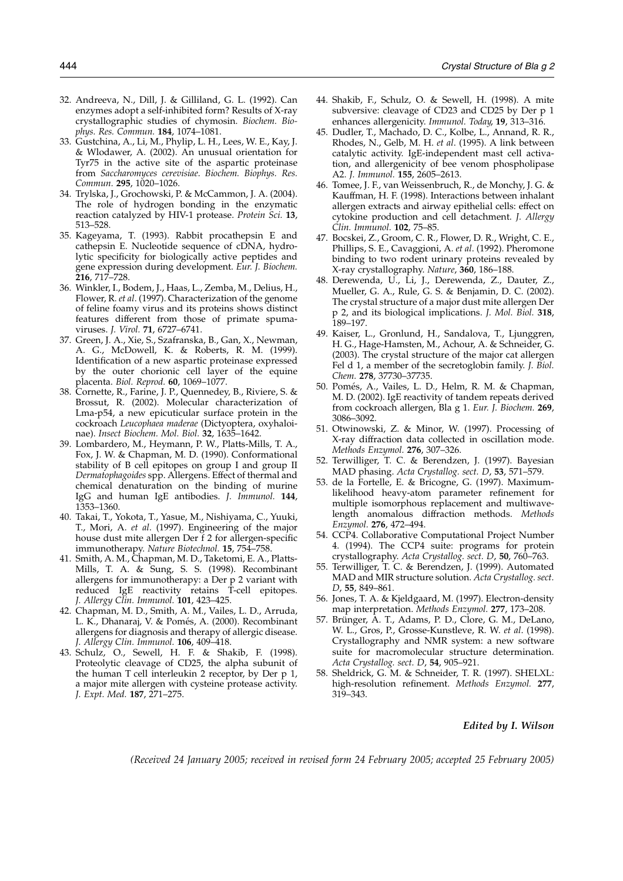32. Andreeva, N., Dill, J. & Gilliland, G. L. (1992). Can enzymes adopt a self-inhibited form? Results of X-ray crystallographic studies of chymosin. *Biochem. Biophys. Res. Commun.* **184**, 1074–1081.
33. Gustchina, A., Li, M., Phylip, L. H., Lees, W. E., Kay, J. & Wlodawer, A. (2002). An unusual orientation for Tyr75 in the active site of the aspartic proteinase from *Saccharomyces cerevisiae*. *Biochem. Biophys. Res. Commun.* **295**, 1020–1026.
34. Trylska, J., Grochowski, P. & McCammon, J. A. (2004). The role of hydrogen bonding in the enzymatic reaction catalyzed by HIV-1 protease. *Protein Sci.* **13**, 513–528.
35. Kageyama, T. (1993). Rabbit procathepsin E and cathepsin E. Nucleotide sequence of cDNA, hydrolytic specificity for biologically active peptides and gene expression during development. *Eur. J. Biochem.* **216**, 717–728.
36. Winkler, I., Bodem, J., Haas, L., Zemba, M., Delius, H., Flower, R. *et al*. (1997). Characterization of the genome of feline foamy virus and its proteins shows distinct features different from those of primate spumaviruses. *J. Virol.* **71**, 6727–6741.
37. Green, J. A., Xie, S., Szafranska, B., Gan, X., Newman, A. G., McDowell, K. & Roberts, R. M. (1999). Identification of a new aspartic proteinase expressed by the outer chorionic cell layer of the equine placenta. *Biol. Reprod.* **60**, 1069–1077.
38. Cornette, R., Farine, J. P., Quennedey, B., Riviere, S. & Brossut, R. (2002). Molecular characterization of Lma-p54, a new epicuticular surface protein in the cockroach *Leucophaea maderae* (Dictyoptera, oxyhaloinae). *Insect Biochem. Mol. Biol.* **32**, 1635–1642.
39. Lombardero, M., Heymann, P. W., Platts-Mills, T. A., Fox, J. W. & Chapman, M. D. (1990). Conformational stability of B cell epitopes on group I and group II *Dermatophagoides* spp. Allergens. Effect of thermal and chemical denaturation on the binding of murine IgG and human IgE antibodies. *J. Immunol.* **144**, 1353–1360.
40. Takai, T., Yokota, T., Yasue, M., Nishiyama, C., Yuuki, T., Mori, A. *et al*. (1997). Engineering of the major house dust mite allergen Der f 2 for allergen-specific immunotherapy. *Nature Biotechnol.* **15**, 754–758.
41. Smith, A. M., Chapman, M. D., Taketomi, E. A., Platts-Mills, T. A. & Sung, S. S. (1998). Recombinant allergens for immunotherapy: a Der p 2 variant with reduced IgE reactivity retains T-cell epitopes. *J. Allergy Clin. Immunol.* **101**, 423–425.
42. Chapman, M. D., Smith, A. M., Vailes, L. D., Arruda, L. K., Dhanaraj, V. & Pomés, A. (2000). Recombinant allergens for diagnosis and therapy of allergic disease. *J. Allergy Clin. Immunol.* **106**, 409–418.
43. Schulz, O., Sewell, H. F. & Shakib, F. (1998). Proteolytic cleavage of CD25, the alpha subunit of the human T cell interleukin 2 receptor, by Der p 1, a major mite allergen with cysteine protease activity. *J. Expt. Med.* **187**, 271–275.
44. Shakib, F., Schulz, O. & Sewell, H. (1998). A mite subversive: cleavage of CD23 and CD25 by Der p 1 enhances allergenicity. *Immunol. Today*, **19**, 313–316.
45. Dudler, T., Machado, D. C., Kolbe, L., Annand, R. R., Rhodes, N., Gelb, M. H. *et al*. (1995). A link between catalytic activity. IgE-independent mast cell activation, and allergenicity of bee venom phospholipase A2. *J. Immunol.* **155**, 2605–2613.
46. Tomee, J. F., van Weissenbruch, R., de Monchy, J. G. & Kauffman, H. F. (1998). Interactions between inhalant allergen extracts and airway epithelial cells: effect on cytokine production and cell detachment. *J. Allergy Clin. Immunol.* **102**, 75–85.
47. Bocskei, Z., Groom, C. R., Flower, D. R., Wright, C. E., Phillips, S. E., Cavaggioni, A. *et al*. (1992). Pheromone binding to two rodent urinary proteins revealed by X-ray crystallography. *Nature*, **360**, 186–188.
48. Derewenda, U., Li, J., Derewenda, Z., Dauter, Z., Mueller, G. A., Rule, G. S. & Benjamin, D. C. (2002). The crystal structure of a major dust mite allergen Der p 2, and its biological implications. *J. Mol. Biol.* **318**, 189–197.
49. Kaiser, L., Gronlund, H., Sandalova, T., Ljunggren, H. G., Hage-Hamsten, M., Achour, A. & Schneider, G. (2003). The crystal structure of the major cat allergen Fel d 1, a member of the secretoglobin family. *J. Biol. Chem.* **278**, 37730–37735.
50. Pomés, A., Vailes, L. D., Helm, R. M. & Chapman, M. D. (2002). IgE reactivity of tandem repeats derived from cockroach allergen, Bla g 1. *Eur. J. Biochem.* **269**, 3086–3092.
51. Otwinowski, Z. & Minor, W. (1997). Processing of X-ray diffraction data collected in oscillation mode. *Methods Enzymol.* **276**, 307–326.
52. Terwilliger, T. C. & Berendzen, J. (1997). Bayesian MAD phasing. *Acta Crystallog. sect. D*, **53**, 571–579.
53. de la Fortelle, E. & Bricogne, G. (1997). Maximum-likelihood heavy-atom parameter refinement for multiple isomorphous replacement and multiwavelength anomalous diffraction methods. *Methods Enzymol.* **276**, 472–494.
54. CCP4. Collaborative Computational Project Number 4. (1994). The CCP4 suite: programs for protein crystallography. *Acta Crystallog. sect. D*, **50**, 760–763.
55. Terwilliger, T. C. & Berendzen, J. (1999). Automated MAD and MIR structure solution. *Acta Crystallog. sect. D*, **55**, 849–861.
56. Jones, T. A. & Kjeldgaard, M. (1997). Electron-density map interpretation. *Methods Enzymol.* **277**, 173–208.
57. Brünger, A. T., Adams, P. D., Clore, G. M., DeLano, W. L., Gros, P., Grosse-Kunstleve, R. W. *et al*. (1998). Crystallography and NMR system: a new software suite for macromolecular structure determination. *Acta Crystallog. sect. D*, **54**, 905–921.
58. Sheldrick, G. M. & Schneider, T. R. (1997). SHELXL: high-resolution refinement. *Methods Enzymol.* **277**, 319–343.

***Edited by I. Wilson***

*(Received 24 January 2005; received in revised form 24 February 2005; accepted 25 February 2005)*